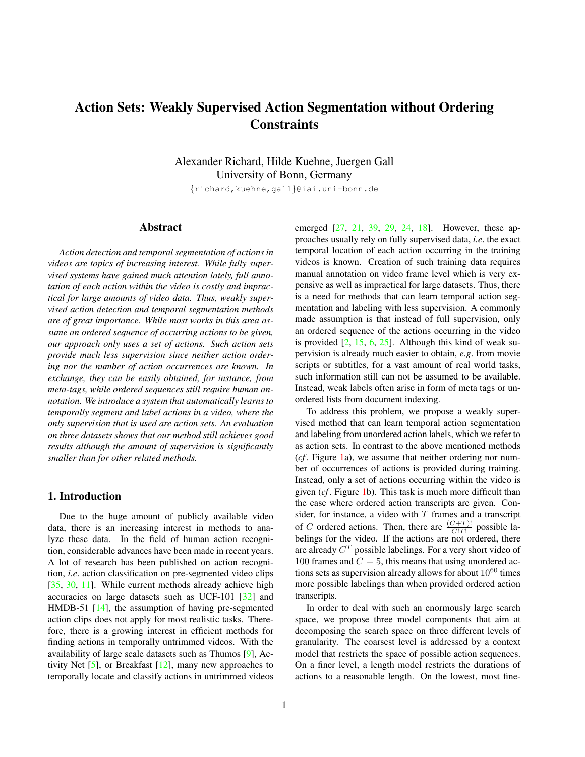# Action Sets: Weakly Supervised Action Segmentation without Ordering Constraints

Alexander Richard, Hilde Kuehne, Juergen Gall
University of Bonn, Germany

{richard,kuehne,gall}@iai.uni-bonn.de

## Abstract

*Action detection and temporal segmentation of actions in videos are topics of increasing interest. While fully supervised systems have gained much attention lately, full annotation of each action within the video is costly and impractical for large amounts of video data. Thus, weakly supervised action detection and temporal segmentation methods are of great importance. While most works in this area assume an ordered sequence of occurring actions to be given, our approach only uses a set of actions. Such action sets provide much less supervision since neither action ordering nor the number of action occurrences are known. In exchange, they can be easily obtained, for instance, from meta-tags, while ordered sequences still require human annotation. We introduce a system that automatically learns to temporally segment and label actions in a video, where the only supervision that is used are action sets. An evaluation on three datasets shows that our method still achieves good results although the amount of supervision is significantly smaller than for other related methods.*

## 1. Introduction

Due to the huge amount of publicly available video data, there is an increasing interest in methods to analyze these data. In the field of human action recognition, considerable advances have been made in recent years. A lot of research has been published on action recognition, *i.e.* action classification on pre-segmented video clips [35, 30, 11]. While current methods already achieve high accuracies on large datasets such as UCF-101 [32] and HMDB-51 [14], the assumption of having pre-segmented action clips does not apply for most realistic tasks. Therefore, there is a growing interest in efficient methods for finding actions in temporally untrimmed videos. With the availability of large scale datasets such as Thumos [9], Activity Net [5], or Breakfast [12], many new approaches to temporally locate and classify actions in untrimmed videos emerged [27, 21, 39, 29, 24, 18]. However, these approaches usually rely on fully supervised data, *i.e.* the exact temporal location of each action occurring in the training videos is known. Creation of such training data requires manual annotation on video frame level which is very expensive as well as impractical for large datasets. Thus, there is a need for methods that can learn temporal action segmentation and labeling with less supervision. A commonly made assumption is that instead of full supervision, only an ordered sequence of the actions occurring in the video is provided [2, 15, 6, 25]. Although this kind of weak supervision is already much easier to obtain, *e.g.* from movie scripts or subtitles, for a vast amount of real world tasks, such information still can not be assumed to be available. Instead, weak labels often arise in form of meta tags or unordered lists from document indexing.

To address this problem, we propose a weakly supervised method that can learn temporal action segmentation and labeling from unordered action labels, which we refer to as action sets. In contrast to the above mentioned methods (*cf*. Figure 1a), we assume that neither ordering nor number of occurrences of actions is provided during training. Instead, only a set of actions occurring within the video is given (*cf*. Figure 1b). This task is much more difficult than the case where ordered action transcripts are given. Consider, for instance, a video with $T$ frames and a transcript of $C$ ordered actions. Then, there are $\frac{(C+T)!}{C!T!}$ possible labelings for the video. If the actions are not ordered, there are already $C^T$ possible labelings. For a very short video of 100 frames and $C = 5$, this means that using unordered actions sets as supervision already allows for about $10^{60}$ times more possible labelings than when provided ordered action transcripts.

In order to deal with such an enormously large search space, we propose three model components that aim at decomposing the search space on three different levels of granularity. The coarsest level is addressed by a context model that restricts the space of possible action sequences. On a finer level, a length model restricts the durations of actions to a reasonable length. On the lowest, most fine-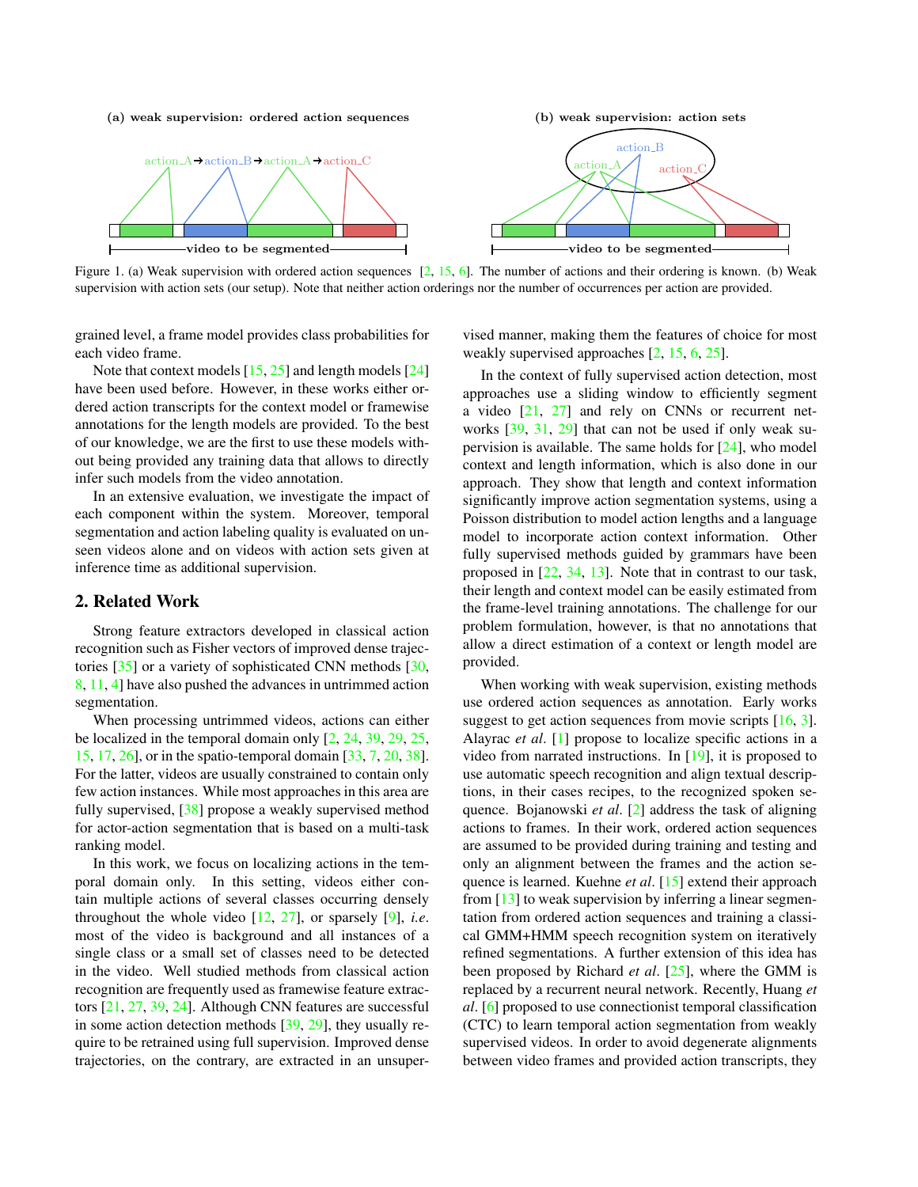(a) weak supervision: ordered action sequences

(b) weak supervision: action sets

Figure 1. (a) Weak supervision with ordered action sequences [2, 15, 6]. The number of actions and their ordering is known. (b) Weak supervision with action sets (our setup). Note that neither action orderings nor the number of occurrences per action are provided.

grained level, a frame model provides class probabilities for each video frame.

Note that context models [15, 25] and length models [24] have been used before. However, in these works either ordered action transcripts for the context model or framewise annotations for the length models are provided. To the best of our knowledge, we are the first to use these models without being provided any training data that allows to directly infer such models from the video annotation.

In an extensive evaluation, we investigate the impact of each component within the system. Moreover, temporal segmentation and action labeling quality is evaluated on unseen videos alone and on videos with action sets given at inference time as additional supervision.

## 2. Related Work

Strong feature extractors developed in classical action recognition such as Fisher vectors of improved dense trajectories [35] or a variety of sophisticated CNN methods [30, 8, 11, 4] have also pushed the advances in untrimmed action segmentation.

When processing untrimmed videos, actions can either be localized in the temporal domain only [2, 24, 39, 29, 25, 15, 17, 26], or in the spatio-temporal domain [33, 7, 20, 38]. For the latter, videos are usually constrained to contain only few action instances. While most approaches in this area are fully supervised, [38] propose a weakly supervised method for actor-action segmentation that is based on a multi-task ranking model.

In this work, we focus on localizing actions in the temporal domain only. In this setting, videos either contain multiple actions of several classes occurring densely throughout the whole video [12, 27], or sparsely [9], *i.e.* most of the video is background and all instances of a single class or a small set of classes need to be detected in the video. Well studied methods from classical action recognition are frequently used as framewise feature extractors [21, 27, 39, 24]. Although CNN features are successful in some action detection methods [39, 29], they usually require to be retrained using full supervision. Improved dense trajectories, on the contrary, are extracted in an unsupervised manner, making them the features of choice for most weakly supervised approaches [2, 15, 6, 25].

In the context of fully supervised action detection, most approaches use a sliding window to efficiently segment a video [21, 27] and rely on CNNs or recurrent networks [39, 31, 29] that can not be used if only weak supervision is available. The same holds for [24], who model context and length information, which is also done in our approach. They show that length and context information significantly improve action segmentation systems, using a Poisson distribution to model action lengths and a language model to incorporate action context information. Other fully supervised methods guided by grammars have been proposed in [22, 34, 13]. Note that in contrast to our task, their length and context model can be easily estimated from the frame-level training annotations. The challenge for our problem formulation, however, is that no annotations that allow a direct estimation of a context or length model are provided.

When working with weak supervision, existing methods use ordered action sequences as annotation. Early works suggest to get action sequences from movie scripts [16, 3]. Alayrac *et al*. [1] propose to localize specific actions in a video from narrated instructions. In [19], it is proposed to use automatic speech recognition and align textual descriptions, in their cases recipes, to the recognized spoken sequence. Bojanowski *et al*. [2] address the task of aligning actions to frames. In their work, ordered action sequences are assumed to be provided during training and testing and only an alignment between the frames and the action sequence is learned. Kuehne *et al*. [15] extend their approach from [13] to weak supervision by inferring a linear segmentation from ordered action sequences and training a classical GMM+HMM speech recognition system on iteratively refined segmentations. A further extension of this idea has been proposed by Richard *et al*. [25], where the GMM is replaced by a recurrent neural network. Recently, Huang *et al*. [6] proposed to use connectionist temporal classification (CTC) to learn temporal action segmentation from weakly supervised videos. In order to avoid degenerate alignments between video frames and provided action transcripts, they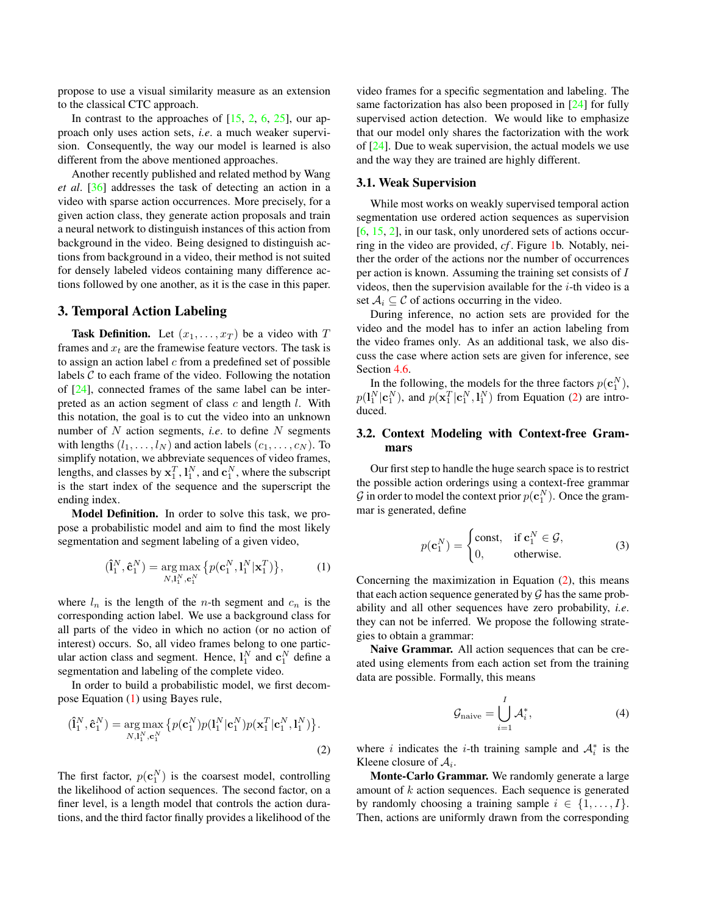propose to use a visual similarity measure as an extension to the classical CTC approach.

In contrast to the approaches of [15, 2, 6, 25], our approach only uses action sets, *i.e*. a much weaker supervision. Consequently, the way our model is learned is also different from the above mentioned approaches.

Another recently published and related method by Wang *et al*. [36] addresses the task of detecting an action in a video with sparse action occurrences. More precisely, for a given action class, they generate action proposals and train a neural network to distinguish instances of this action from background in the video. Being designed to distinguish actions from background in a video, their method is not suited for densely labeled videos containing many difference actions followed by one another, as it is the case in this paper.

# 3. Temporal Action Labeling

**Task Definition.** Let $(x_1, \dots, x_T)$ be a video with $T$ frames and $x_t$ are the framewise feature vectors. The task is to assign an action label $c$ from a predefined set of possible labels $\mathcal{C}$ to each frame of the video. Following the notation of [24], connected frames of the same label can be interpreted as an action segment of class $c$ and length $l$. With this notation, the goal is to cut the video into an unknown number of $N$ action segments, *i.e*. to define $N$ segments with lengths $(l_1, \dots, l_N)$ and action labels $(c_1, \dots, c_N)$. To simplify notation, we abbreviate sequences of video frames, lengths, and classes by $\mathbf{x}_1^T$, $\mathbf{l}_1^N$, and $\mathbf{c}_1^N$, where the subscript is the start index of the sequence and the superscript the ending index.

**Model Definition.** In order to solve this task, we propose a probabilistic model and aim to find the most likely segmentation and segment labeling of a given video,

$$(\hat{\mathbf{l}}_1^N, \hat{\mathbf{c}}_1^N) = \operatorname*{arg\,max}_{N, \mathbf{l}_1^N, \mathbf{c}_1^N} \big\{ p(\mathbf{c}_1^N, \mathbf{l}_1^N | \mathbf{x}_1^T) \big\}, \quad (1)$$

where $l_n$ is the length of the $n$-th segment and $c_n$ is the corresponding action label. We use a background class for all parts of the video in which no action (or no action of interest) occurs. So, all video frames belong to one particular action class and segment. Hence, $\mathbf{l}_1^N$ and $\mathbf{c}_1^N$ define a segmentation and labeling of the complete video.

In order to build a probabilistic model, we first decompose Equation (1) using Bayes rule,

$$(\hat{\mathbf{l}}_1^N, \hat{\mathbf{c}}_1^N) = \operatorname*{arg\,max}_{N, \mathbf{l}_1^N, \mathbf{c}_1^N} \big\{ p(\mathbf{c}_1^N) p(\mathbf{l}_1^N | \mathbf{c}_1^N) p(\mathbf{x}_1^T | \mathbf{c}_1^N, \mathbf{l}_1^N) \big\}. \quad (2)$$

The first factor, $p(\mathbf{c}_1^N)$ is the coarsest model, controlling the likelihood of action sequences. The second factor, on a finer level, is a length model that controls the action durations, and the third factor finally provides a likelihood of the video frames for a specific segmentation and labeling. The same factorization has also been proposed in [24] for fully supervised action detection. We would like to emphasize that our model only shares the factorization with the work of [24]. Due to weak supervision, the actual models we use and the way they are trained are highly different.

## 3.1. Weak Supervision

While most works on weakly supervised temporal action segmentation use ordered action sequences as supervision [6, 15, 2], in our task, only unordered sets of actions occurring in the video are provided, *cf*. Figure 1b. Notably, neither the order of the actions nor the number of occurrences per action is known. Assuming the training set consists of $I$ videos, then the supervision available for the $i$-th video is a set $\mathcal{A}_i \subseteq \mathcal{C}$ of actions occurring in the video.

During inference, no action sets are provided for the video and the model has to infer an action labeling from the video frames only. As an additional task, we also discuss the case where action sets are given for inference, see Section 4.6.

In the following, the models for the three factors $p(\mathbf{c}_1^N)$, $p(\mathbf{l}_1^N | \mathbf{c}_1^N)$, and $p(\mathbf{x}_1^T | \mathbf{c}_1^N, \mathbf{l}_1^N)$ from Equation (2) are introduced.

## 3.2. Context Modeling with Context-free Grammars

Our first step to handle the huge search space is to restrict the possible action orderings using a context-free grammar $\mathcal{G}$ in order to model the context prior $p(\mathbf{c}_1^N)$. Once the grammar is generated, define

$$p(\mathbf{c}_1^N) = \begin{cases} \text{const}, & \text{if } \mathbf{c}_1^N \in \mathcal{G}, \\ 0, & \text{otherwise.} \end{cases} \quad (3)$$

Concerning the maximization in Equation (2), this means that each action sequence generated by $\mathcal{G}$ has the same probability and all other sequences have zero probability, *i.e*. they can not be inferred. We propose the following strategies to obtain a grammar:

**Naive Grammar.** All action sequences that can be created using elements from each action set from the training data are possible. Formally, this means

$$\mathcal{G}_{\text{naive}} = \bigcup_{i=1}^{I} \mathcal{A}_i^*, \quad (4)$$

where $i$ indicates the $i$-th training sample and $\mathcal{A}_i^*$ is the Kleene closure of $\mathcal{A}_i$.

**Monte-Carlo Grammar.** We randomly generate a large amount of $k$ action sequences. Each sequence is generated by randomly choosing a training sample $i \in \{1, \dots, I\}$. Then, actions are uniformly drawn from the corresponding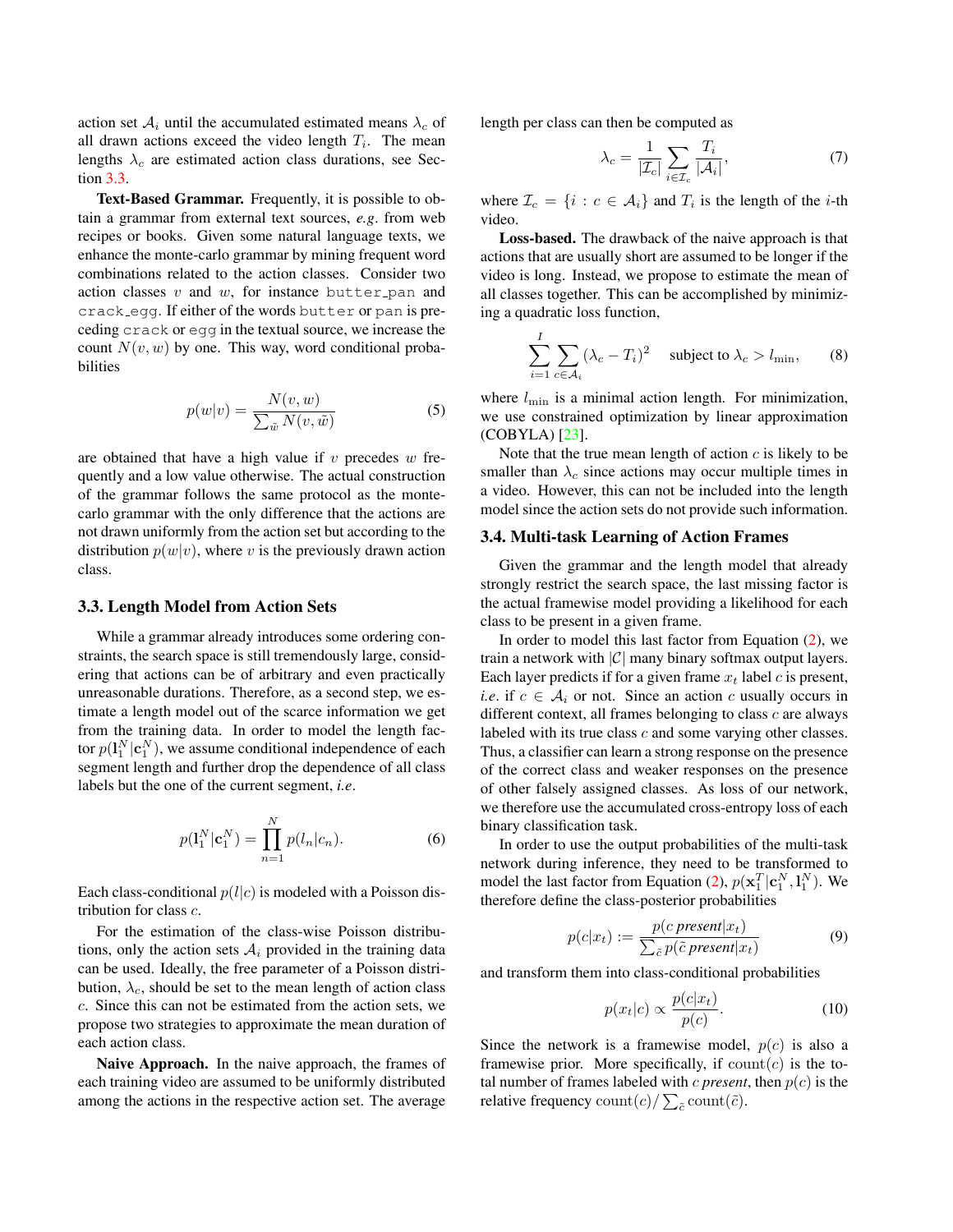action set $\mathcal{A}_i$ until the accumulated estimated means $\lambda_c$ of all drawn actions exceed the video length $T_i$. The mean lengths $\lambda_c$ are estimated action class durations, see Section 3.3.

**Text-Based Grammar.** Frequently, it is possible to obtain a grammar from external text sources, *e.g.* from web recipes or books. Given some natural language texts, we enhance the monte-carlo grammar by mining frequent word combinations related to the action classes. Consider two action classes $v$ and $w$, for instance `butter_pan` and `crack_egg`. If either of the words `butter` or `pan` is preceding `crack` or `egg` in the textual source, we increase the count $N(v, w)$ by one. This way, word conditional probabilities

$$p(w|v) = \frac{N(v, w)}{\sum_{\tilde{w}} N(v, \tilde{w})} \tag{5}$$

are obtained that have a high value if $v$ precedes $w$ frequently and a low value otherwise. The actual construction of the grammar follows the same protocol as the monte-carlo grammar with the only difference that the actions are not drawn uniformly from the action set but according to the distribution $p(w|v)$, where $v$ is the previously drawn action class.

### 3.3. Length Model from Action Sets

While a grammar already introduces some ordering constraints, the search space is still tremendously large, considering that actions can be of arbitrary and even practically unreasonable durations. Therefore, as a second step, we estimate a length model out of the scarce information we get from the training data. In order to model the length factor $p(\mathbf{l}_1^N|\mathbf{c}_1^N)$, we assume conditional independence of each segment length and further drop the dependence of all class labels but the one of the current segment, *i.e.*

$$p(\mathbf{l}_1^N|\mathbf{c}_1^N) = \prod_{n=1}^{N} p(l_n|c_n). \tag{6}$$

Each class-conditional $p(l|c)$ is modeled with a Poisson distribution for class $c$.

For the estimation of the class-wise Poisson distributions, only the action sets $\mathcal{A}_i$ provided in the training data can be used. Ideally, the free parameter of a Poisson distribution, $\lambda_c$, should be set to the mean length of action class $c$. Since this can not be estimated from the action sets, we propose two strategies to approximate the mean duration of each action class.

**Naive Approach.** In the naive approach, the frames of each training video are assumed to be uniformly distributed among the actions in the respective action set. The average length per class can then be computed as

$$\lambda_c = \frac{1}{|\mathcal{I}_c|} \sum_{i \in \mathcal{I}_c} \frac{T_i}{|\mathcal{A}_i|}, \tag{7}$$

where $\mathcal{I}_c = \{i : c \in \mathcal{A}_i\}$ and $T_i$ is the length of the $i$-th video.

**Loss-based.** The drawback of the naive approach is that actions that are usually short are assumed to be longer if the video is long. Instead, we propose to estimate the mean of all classes together. This can be accomplished by minimizing a quadratic loss function,

$$\sum_{i=1}^{I} \sum_{c \in \mathcal{A}_i} (\lambda_c - T_i)^2 \quad \text{subject to } \lambda_c > l_{\min}, \tag{8}$$

where $l_{\min}$ is a minimal action length. For minimization, we use constrained optimization by linear approximation (COBYLA) [23].

Note that the true mean length of action $c$ is likely to be smaller than $\lambda_c$ since actions may occur multiple times in a video. However, this can not be included into the length model since the action sets do not provide such information.

### 3.4. Multi-task Learning of Action Frames

Given the grammar and the length model that already strongly restrict the search space, the last missing factor is the actual framewise model providing a likelihood for each class to be present in a given frame.

In order to model this last factor from Equation (2), we train a network with $|\mathcal{C}|$ many binary softmax output layers. Each layer predicts if for a given frame $x_t$ label $c$ is present, *i.e.* if $c \in \mathcal{A}_i$ or not. Since an action $c$ usually occurs in different context, all frames belonging to class $c$ are always labeled with its true class $c$ and some varying other classes. Thus, a classifier can learn a strong response on the presence of the correct class and weaker responses on the presence of other falsely assigned classes. As loss of our network, we therefore use the accumulated cross-entropy loss of each binary classification task.

In order to use the output probabilities of the multi-task network during inference, they need to be transformed to model the last factor from Equation (2), $p(\mathbf{x}_1^T|\mathbf{c}_1^N, \mathbf{l}_1^N)$. We therefore define the class-posterior probabilities

$$p(c|x_t) := \frac{p(c \textit{ present}|x_t)}{\sum_{\tilde{c}} p(\tilde{c} \textit{ present}|x_t)} \tag{9}$$

and transform them into class-conditional probabilities

$$p(x_t|c) \propto \frac{p(c|x_t)}{p(c)}. \tag{10}$$

Since the network is a framewise model, $p(c)$ is also a framewise prior. More specifically, if $\text{count}(c)$ is the total number of frames labeled with $c$ *present*, then $p(c)$ is the relative frequency $\text{count}(c)/\sum_{\tilde{c}} \text{count}(\tilde{c})$.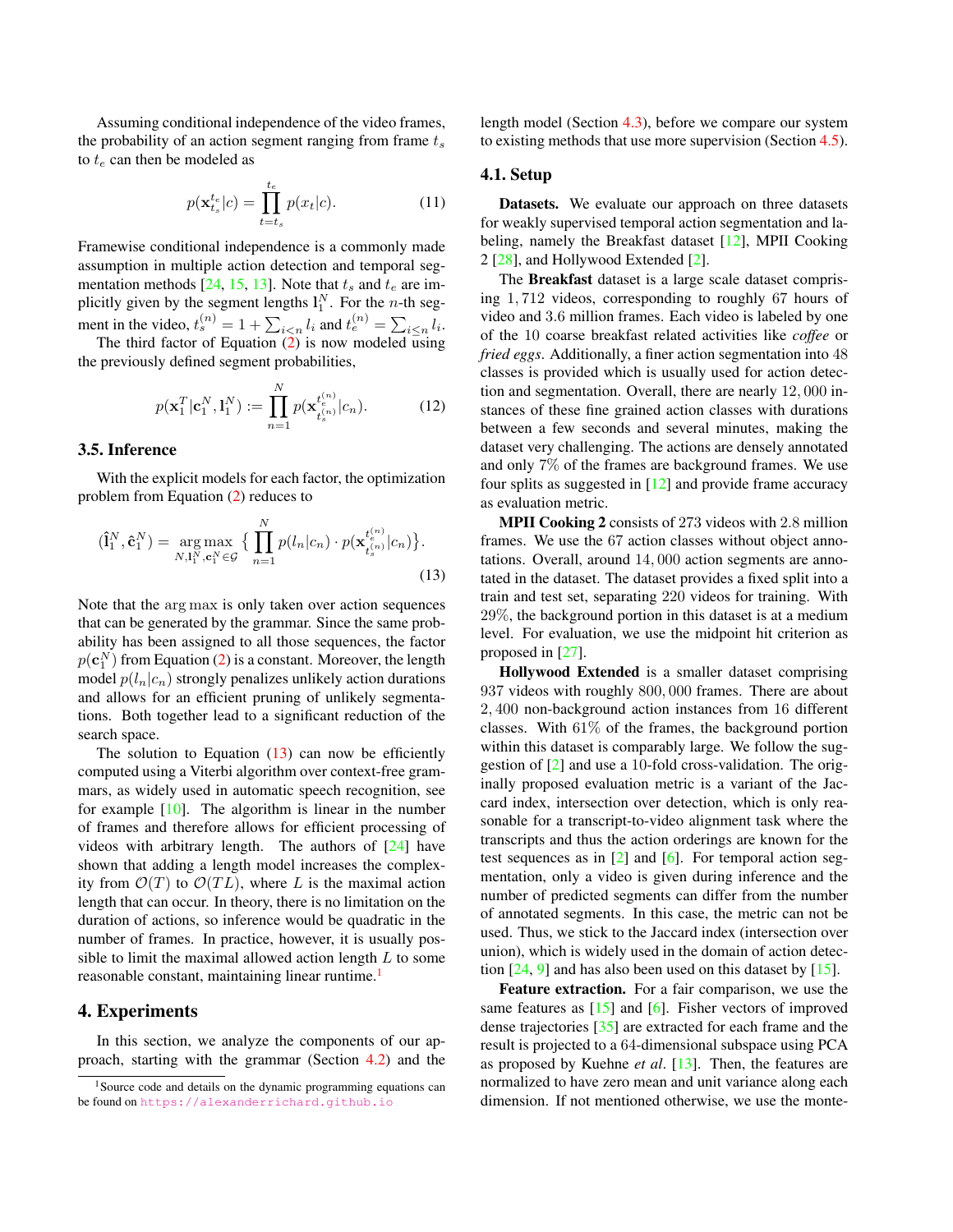Assuming conditional independence of the video frames, the probability of an action segment ranging from frame $t_s$ to $t_e$ can then be modeled as

$$p(\mathbf{x}_{t_s}^{t_e}|c) = \prod_{t=t_s}^{t_e} p(x_t|c). \tag{11}$$

Framewise conditional independence is a commonly made assumption in multiple action detection and temporal segmentation methods [24, 15, 13]. Note that $t_s$ and $t_e$ are implicitly given by the segment lengths $\mathbf{l}_1^N$. For the $n$-th segment in the video, $t_s^{(n)} = 1 + \sum_{i<n} l_i$ and $t_e^{(n)} = \sum_{i\leq n} l_i$.

The third factor of Equation (2) is now modeled using the previously defined segment probabilities,

$$p(\mathbf{x}_1^T|\mathbf{c}_1^N, \mathbf{l}_1^N) := \prod_{n=1}^{N} p(\mathbf{x}_{t_s^{(n)}}^{t_e^{(n)}}|c_n). \tag{12}$$

### 3.5. Inference

With the explicit models for each factor, the optimization problem from Equation (2) reduces to

$$(\hat{\mathbf{l}}_1^N, \hat{\mathbf{c}}_1^N) = \operatorname*{arg\,max}_{N, \mathbf{l}_1^N, \mathbf{c}_1^N \in \mathcal{G}} \Big\{ \prod_{n=1}^{N} p(l_n|c_n) \cdot p(\mathbf{x}_{t_s^{(n)}}^{t_e^{(n)}}|c_n) \Big\}. \tag{13}$$

Note that the $\arg\max$ is only taken over action sequences that can be generated by the grammar. Since the same probability has been assigned to all those sequences, the factor $p(\mathbf{c}_1^N)$ from Equation (2) is a constant. Moreover, the length model $p(l_n|c_n)$ strongly penalizes unlikely action durations and allows for an efficient pruning of unlikely segmentations. Both together lead to a significant reduction of the search space.

The solution to Equation (13) can now be efficiently computed using a Viterbi algorithm over context-free grammars, as widely used in automatic speech recognition, see for example [10]. The algorithm is linear in the number of frames and therefore allows for efficient processing of videos with arbitrary length. The authors of [24] have shown that adding a length model increases the complexity from $\mathcal{O}(T)$ to $\mathcal{O}(TL)$, where $L$ is the maximal action length that can occur. In theory, there is no limitation on the duration of actions, so inference would be quadratic in the number of frames. In practice, however, it is usually possible to limit the maximal allowed action length $L$ to some reasonable constant, maintaining linear runtime.[1]

## 4. Experiments

In this section, we analyze the components of our approach, starting with the grammar (Section 4.2) and the length model (Section 4.3), before we compare our system to existing methods that use more supervision (Section 4.5).

### 4.1. Setup

**Datasets.** We evaluate our approach on three datasets for weakly supervised temporal action segmentation and labeling, namely the Breakfast dataset [12], MPII Cooking 2 [28], and Hollywood Extended [2].

The **Breakfast** dataset is a large scale dataset comprising $1,712$ videos, corresponding to roughly $67$ hours of video and $3.6$ million frames. Each video is labeled by one of the $10$ coarse breakfast related activities like *coffee* or *fried eggs*. Additionally, a finer action segmentation into $48$ classes is provided which is usually used for action detection and segmentation. Overall, there are nearly $12,000$ instances of these fine grained action classes with durations between a few seconds and several minutes, making the dataset very challenging. The actions are densely annotated and only $7\%$ of the frames are background frames. We use four splits as suggested in [12] and provide frame accuracy as evaluation metric.

**MPII Cooking 2** consists of $273$ videos with $2.8$ million frames. We use the $67$ action classes without object annotations. Overall, around $14,000$ action segments are annotated in the dataset. The dataset provides a fixed split into a train and test set, separating $220$ videos for training. With $29\%$, the background portion in this dataset is at a medium level. For evaluation, we use the midpoint hit criterion as proposed in [27].

**Hollywood Extended** is a smaller dataset comprising $937$ videos with roughly $800,000$ frames. There are about $2,400$ non-background action instances from $16$ different classes. With $61\%$ of the frames, the background portion within this dataset is comparably large. We follow the suggestion of [2] and use a 10-fold cross-validation. The originally proposed evaluation metric is a variant of the Jaccard index, intersection over detection, which is only reasonable for a transcript-to-video alignment task where the transcripts and thus the action orderings are known for the test sequences as in [2] and [6]. For temporal action segmentation, only a video is given during inference and the number of predicted segments can differ from the number of annotated segments. In this case, the metric can not be used. Thus, we stick to the Jaccard index (intersection over union), which is widely used in the domain of action detection [24, 9] and has also been used on this dataset by [15].

**Feature extraction.** For a fair comparison, we use the same features as [15] and [6]. Fisher vectors of improved dense trajectories [35] are extracted for each frame and the result is projected to a 64-dimensional subspace using PCA as proposed by Kuehne *et al.* [13]. Then, the features are normalized to have zero mean and unit variance along each dimension. If not mentioned otherwise, we use the monte-

[1] Source code and details on the dynamic programming equations can be found on https://alexanderrichard.github.io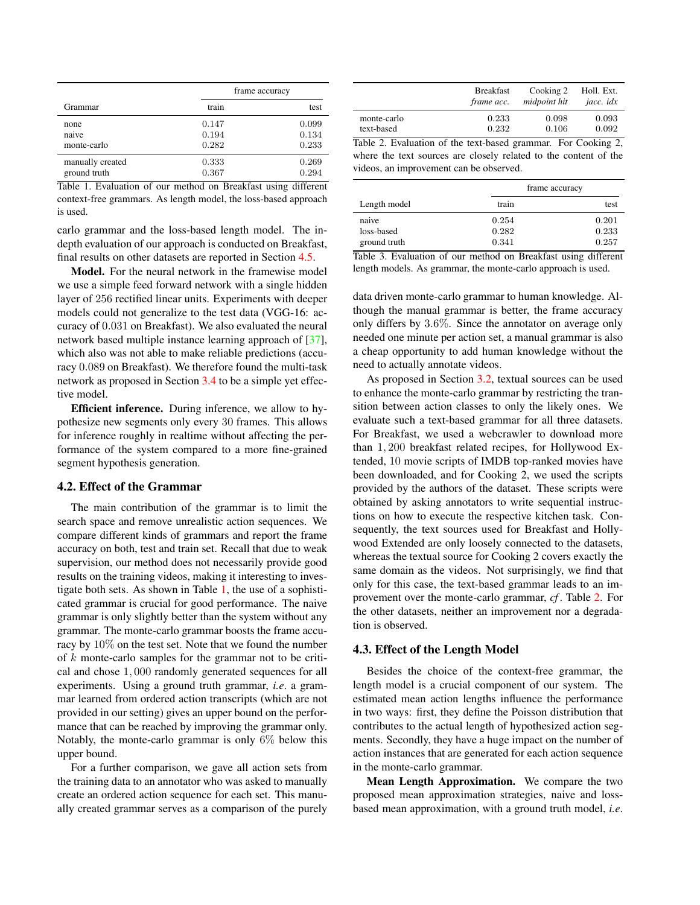| Grammar | frame accuracy | |
|---|---|---|
| | train | test |
| none | 0.147 | 0.099 |
| naive | 0.194 | 0.134 |
| monte-carlo | 0.282 | 0.233 |
| manually created | 0.333 | 0.269 |
| ground truth | 0.367 | 0.294 |

Table 1. Evaluation of our method on Breakfast using different context-free grammars. As length model, the loss-based approach is used.

carlo grammar and the loss-based length model. The in-depth evaluation of our approach is conducted on Breakfast, final results on other datasets are reported in Section 4.5.

**Model.** For the neural network in the framewise model we use a simple feed forward network with a single hidden layer of 256 rectified linear units. Experiments with deeper models could not generalize to the test data (VGG-16: accuracy of 0.031 on Breakfast). We also evaluated the neural network based multiple instance learning approach of [37], which also was not able to make reliable predictions (accuracy 0.089 on Breakfast). We therefore found the multi-task network as proposed in Section 3.4 to be a simple yet effective model.

**Efficient inference.** During inference, we allow to hypothesize new segments only every 30 frames. This allows for inference roughly in realtime without affecting the performance of the system compared to a more fine-grained segment hypothesis generation.

## 4.2. Effect of the Grammar

The main contribution of the grammar is to limit the search space and remove unrealistic action sequences. We compare different kinds of grammars and report the frame accuracy on both, test and train set. Recall that due to weak supervision, our method does not necessarily provide good results on the training videos, making it interesting to investigate both sets. As shown in Table 1, the use of a sophisticated grammar is crucial for good performance. The naive grammar is only slightly better than the system without any grammar. The monte-carlo grammar boosts the frame accuracy by 10% on the test set. Note that we found the number of $k$ monte-carlo samples for the grammar not to be critical and chose 1,000 randomly generated sequences for all experiments. Using a ground truth grammar, *i.e.* a grammar learned from ordered action transcripts (which are not provided in our setting) gives an upper bound on the performance that can be reached by improving the grammar only. Notably, the monte-carlo grammar is only 6% below this upper bound.

For a further comparison, we gave all action sets from the training data to an annotator who was asked to manually create an ordered action sequence for each set. This manually created grammar serves as a comparison of the purely data driven monte-carlo grammar to human knowledge. Although the manual grammar is better, the frame accuracy only differs by 3.6%. Since the annotator on average only needed one minute per action set, a manual grammar is also a cheap opportunity to add human knowledge without the need to actually annotate videos.

| | Breakfast *frame acc.* | Cooking 2 *midpoint hit* | Holl. Ext. *jacc. idx* |
|---|---|---|---|
| monte-carlo | 0.233 | 0.098 | 0.093 |
| text-based | 0.232 | 0.106 | 0.092 |

Table 2. Evaluation of the text-based grammar. For Cooking 2, where the text sources are closely related to the content of the videos, an improvement can be observed.

| Length model | frame accuracy | |
|---|---|---|
| | train | test |
| naive | 0.254 | 0.201 |
| loss-based | 0.282 | 0.233 |
| ground truth | 0.341 | 0.257 |

Table 3. Evaluation of our method on Breakfast using different length models. As grammar, the monte-carlo approach is used.

As proposed in Section 3.2, textual sources can be used to enhance the monte-carlo grammar by restricting the transition between action classes to only the likely ones. We evaluate such a text-based grammar for all three datasets. For Breakfast, we used a webcrawler to download more than 1,200 breakfast related recipes, for Hollywood Extended, 10 movie scripts of IMDB top-ranked movies have been downloaded, and for Cooking 2, we used the scripts provided by the authors of the dataset. These scripts were obtained by asking annotators to write sequential instructions on how to execute the respective kitchen task. Consequently, the text sources used for Breakfast and Hollywood Extended are only loosely connected to the datasets, whereas the textual source for Cooking 2 covers exactly the same domain as the videos. Not surprisingly, we find that only for this case, the text-based grammar leads to an improvement over the monte-carlo grammar, *cf*. Table 2. For the other datasets, neither an improvement nor a degradation is observed.

## 4.3. Effect of the Length Model

Besides the choice of the context-free grammar, the length model is a crucial component of our system. The estimated mean action lengths influence the performance in two ways: first, they define the Poisson distribution that contributes to the actual length of hypothesized action segments. Secondly, they have a huge impact on the number of action instances that are generated for each action sequence in the monte-carlo grammar.

**Mean Length Approximation.** We compare the two proposed mean approximation strategies, naive and loss-based mean approximation, with a ground truth model, *i.e.*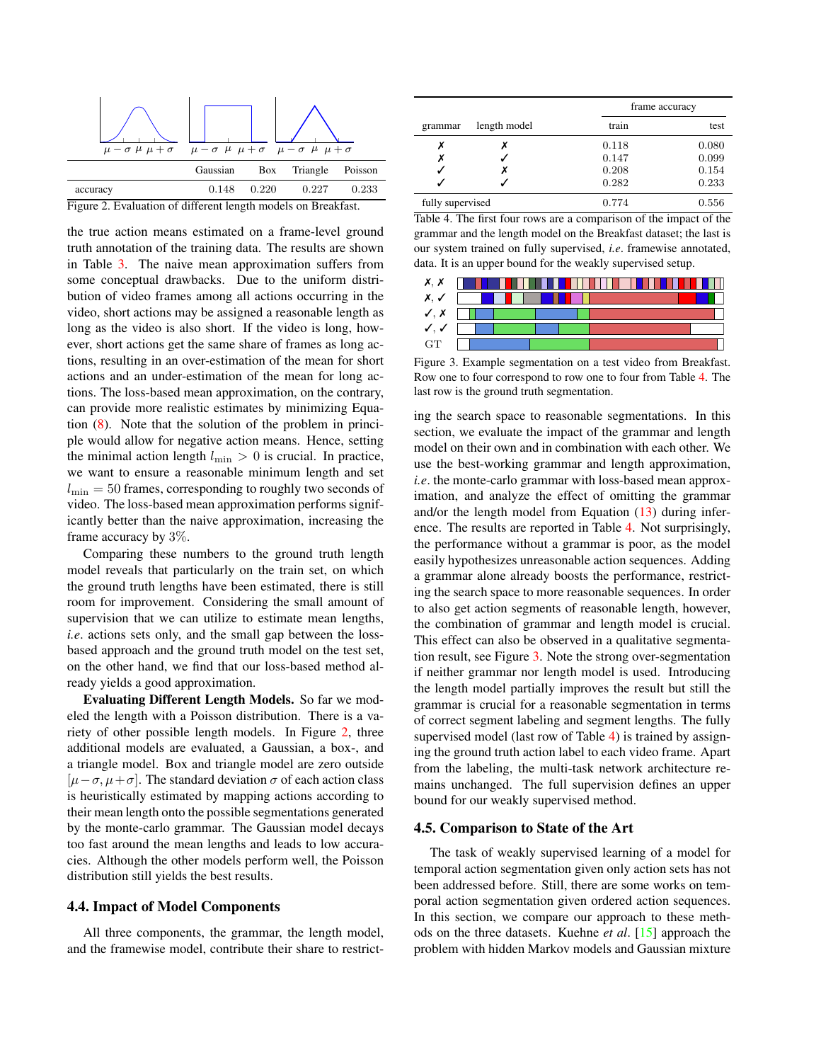| | Gaussian | Box | Triangle | Poisson |
|---|---|---|---|---|
| accuracy | 0.148 | 0.220 | 0.227 | 0.233 |

Figure 2. Evaluation of different length models on Breakfast.

the true action means estimated on a frame-level ground truth annotation of the training data. The results are shown in Table 3. The naive mean approximation suffers from some conceptual drawbacks. Due to the uniform distribution of video frames among all actions occurring in the video, short actions may be assigned a reasonable length as long as the video is also short. If the video is long, however, short actions get the same share of frames as long actions, resulting in an over-estimation of the mean for short actions and an under-estimation of the mean for long actions. The loss-based mean approximation, on the contrary, can provide more realistic estimates by minimizing Equation (8). Note that the solution of the problem in principle would allow for negative action means. Hence, setting the minimal action length $l_{\min} > 0$ is crucial. In practice, we want to ensure a reasonable minimum length and set $l_{\min} = 50$ frames, corresponding to roughly two seconds of video. The loss-based mean approximation performs significantly better than the naive approximation, increasing the frame accuracy by $3\%$.

Comparing these numbers to the ground truth length model reveals that particularly on the train set, on which the ground truth lengths have been estimated, there is still room for improvement. Considering the small amount of supervision that we can utilize to estimate mean lengths, *i.e.* actions sets only, and the small gap between the loss-based approach and the ground truth model on the test set, on the other hand, we find that our loss-based method already yields a good approximation.

**Evaluating Different Length Models.** So far we modeled the length with a Poisson distribution. There is a variety of other possible length models. In Figure 2, three additional models are evaluated, a Gaussian, a box-, and a triangle model. Box and triangle model are zero outside $[\mu - \sigma, \mu + \sigma]$. The standard deviation $\sigma$ of each action class is heuristically estimated by mapping actions according to their mean length onto the possible segmentations generated by the monte-carlo grammar. The Gaussian model decays too fast around the mean lengths and leads to low accuracies. Although the other models perform well, the Poisson distribution still yields the best results.

### 4.4. Impact of Model Components

All three components, the grammar, the length model, and the framewise model, contribute their share to restricting the search space to reasonable segmentations. In this section, we evaluate the impact of the grammar and length model on their own and in combination with each other. We use the best-working grammar and length approximation, *i.e.* the monte-carlo grammar with loss-based mean approximation, and analyze the effect of omitting the grammar and/or the length model from Equation (13) during inference. The results are reported in Table 4. Not surprisingly, the performance without a grammar is poor, as the model easily hypothesizes unreasonable action sequences. Adding a grammar alone already boosts the performance, restricting the search space to more reasonable sequences. In order to also get action segments of reasonable length, however, the combination of grammar and length model is crucial. This effect can also be observed in a qualitative segmentation result, see Figure 3. Note the strong over-segmentation if neither grammar nor length model is used. Introducing the length model partially improves the result but still the grammar is crucial for a reasonable segmentation in terms of correct segment labeling and segment lengths. The fully supervised model (last row of Table 4) is trained by assigning the ground truth action label to each video frame. Apart from the labeling, the multi-task network architecture remains unchanged. The full supervision defines an upper bound for our weakly supervised method.

| grammar | length model | frame accuracy train | frame accuracy test |
|---|---|---|---|
| ✗ | ✗ | 0.118 | 0.080 |
| ✗ | ✓ | 0.147 | 0.099 |
| ✓ | ✗ | 0.208 | 0.154 |
| ✓ | ✓ | 0.282 | 0.233 |
| fully supervised | | 0.774 | 0.556 |

Table 4. The first four rows are a comparison of the impact of the grammar and the length model on the Breakfast dataset; the last is our system trained on fully supervised, *i.e.* framewise annotated, data. It is an upper bound for the weakly supervised setup.

Figure 3. Example segmentation on a test video from Breakfast. Row one to four correspond to row one to four from Table 4. The last row is the ground truth segmentation.

### 4.5. Comparison to State of the Art

The task of weakly supervised learning of a model for temporal action segmentation given only action sets has not been addressed before. Still, there are some works on temporal action segmentation given ordered action sequences. In this section, we compare our approach to these methods on the three datasets. Kuehne *et al.* [15] approach the problem with hidden Markov models and Gaussian mixture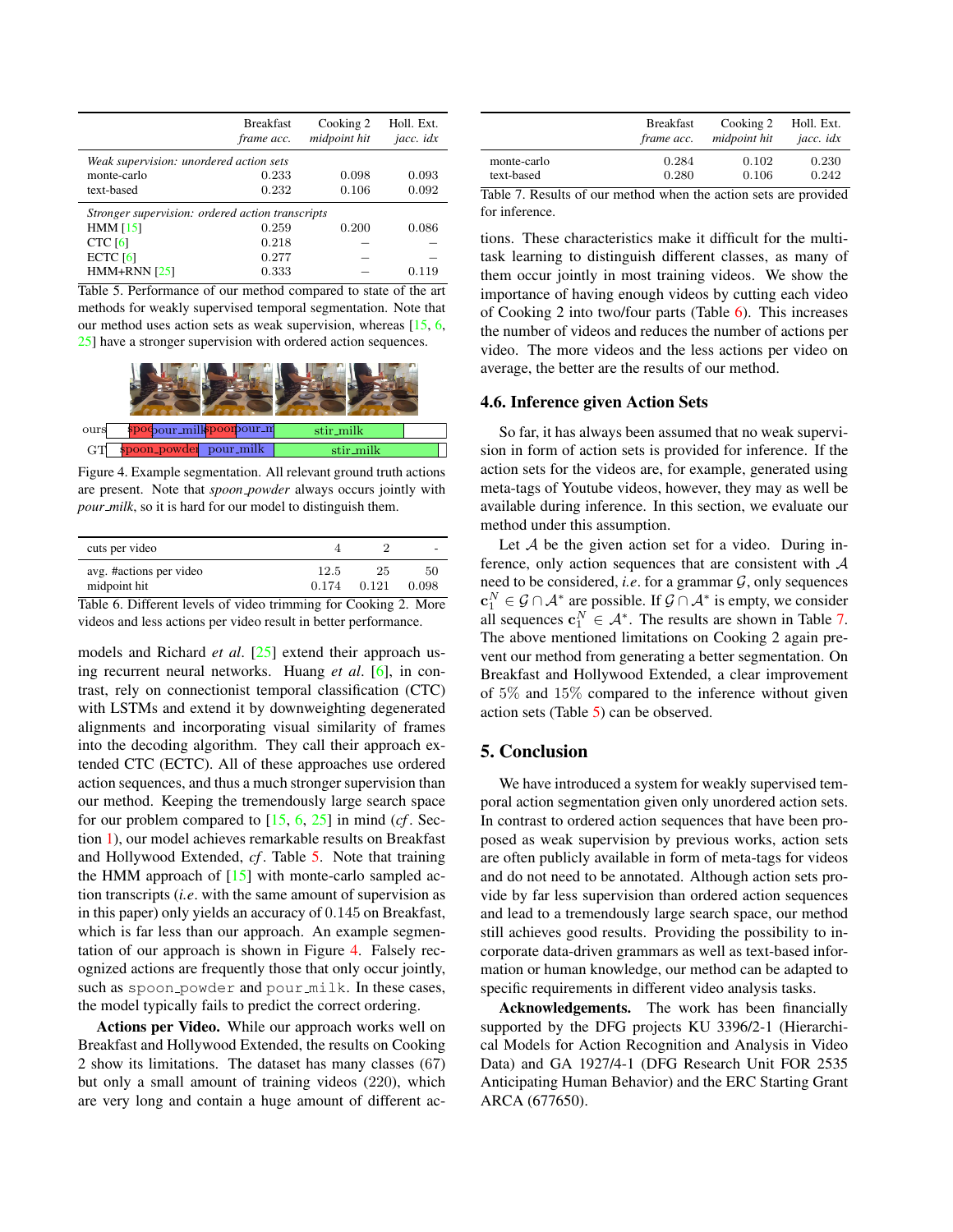| | Breakfast *frame acc.* | Cooking 2 *midpoint hit* | Holl. Ext. *jacc. idx* |
|---|---|---|---|
| *Weak supervision: unordered action sets* | | | |
| monte-carlo | 0.233 | 0.098 | 0.093 |
| text-based | 0.232 | 0.106 | 0.092 |
| *Stronger supervision: ordered action transcripts* | | | |
| HMM [15] | 0.259 | 0.200 | 0.086 |
| CTC [6] | 0.218 | – | – |
| ECTC [6] | 0.277 | – | – |
| HMM+RNN [25] | 0.333 | – | 0.119 |

Table 5. Performance of our method compared to state of the art methods for weakly supervised temporal segmentation. Note that our method uses action sets as weak supervision, whereas [15, 6, 25] have a stronger supervision with ordered action sequences.

Figure 4. Example segmentation. All relevant ground truth actions are present. Note that *spoon_powder* always occurs jointly with *pour_milk*, so it is hard for our model to distinguish them.

| cuts per video | 4 | 2 | - |
|---|---|---|---|
| avg. #actions per video | 12.5 | 25 | 50 |
| midpoint hit | 0.174 | 0.121 | 0.098 |

Table 6. Different levels of video trimming for Cooking 2. More videos and less actions per video result in better performance.

models and Richard *et al*. [25] extend their approach using recurrent neural networks. Huang *et al*. [6], in contrast, rely on connectionist temporal classification (CTC) with LSTMs and extend it by downweighting degenerated alignments and incorporating visual similarity of frames into the decoding algorithm. They call their approach extended CTC (ECTC). All of these approaches use ordered action sequences, and thus a much stronger supervision than our method. Keeping the tremendously large search space for our problem compared to [15, 6, 25] in mind (*cf*. Section 1), our model achieves remarkable results on Breakfast and Hollywood Extended, *cf*. Table 5. Note that training the HMM approach of [15] with monte-carlo sampled action transcripts (*i.e*. with the same amount of supervision as in this paper) only yields an accuracy of 0.145 on Breakfast, which is far less than our approach. An example segmentation of our approach is shown in Figure 4. Falsely recognized actions are frequently those that only occur jointly, such as spoon_powder and pour_milk. In these cases, the model typically fails to predict the correct ordering.

**Actions per Video.** While our approach works well on Breakfast and Hollywood Extended, the results on Cooking 2 show its limitations. The dataset has many classes (67) but only a small amount of training videos (220), which are very long and contain a huge amount of different actions. These characteristics make it difficult for the multi-task learning to distinguish different classes, as many of them occur jointly in most training videos. We show the importance of having enough videos by cutting each video of Cooking 2 into two/four parts (Table 6). This increases the number of videos and reduces the number of actions per video. The more videos and the less actions per video on average, the better are the results of our method.

| | Breakfast *frame acc.* | Cooking 2 *midpoint hit* | Holl. Ext. *jacc. idx* |
|---|---|---|---|
| monte-carlo | 0.284 | 0.102 | 0.230 |
| text-based | 0.280 | 0.106 | 0.242 |

Table 7. Results of our method when the action sets are provided for inference.

### 4.6. Inference given Action Sets

So far, it has always been assumed that no weak supervision in form of action sets is provided for inference. If the action sets for the videos are, for example, generated using meta-tags of Youtube videos, however, they may as well be available during inference. In this section, we evaluate our method under this assumption.

Let $\mathcal{A}$ be the given action set for a video. During inference, only action sequences that are consistent with $\mathcal{A}$ need to be considered, *i.e*. for a grammar $\mathcal{G}$, only sequences $\mathbf{c}_1^N \in \mathcal{G} \cap \mathcal{A}^*$ are possible. If $\mathcal{G} \cap \mathcal{A}^*$ is empty, we consider all sequences $\mathbf{c}_1^N \in \mathcal{A}^*$. The results are shown in Table 7. The above mentioned limitations on Cooking 2 again prevent our method from generating a better segmentation. On Breakfast and Hollywood Extended, a clear improvement of 5% and 15% compared to the inference without given action sets (Table 5) can be observed.

## 5. Conclusion

We have introduced a system for weakly supervised temporal action segmentation given only unordered action sets. In contrast to ordered action sequences that have been proposed as weak supervision by previous works, action sets are often publicly available in form of meta-tags for videos and do not need to be annotated. Although action sets provide by far less supervision than ordered action sequences and lead to a tremendously large search space, our method still achieves good results. Providing the possibility to incorporate data-driven grammars as well as text-based information or human knowledge, our method can be adapted to specific requirements in different video analysis tasks.

**Acknowledgements.** The work has been financially supported by the DFG projects KU 3396/2-1 (Hierarchical Models for Action Recognition and Analysis in Video Data) and GA 1927/4-1 (DFG Research Unit FOR 2535 Anticipating Human Behavior) and the ERC Starting Grant ARCA (677650).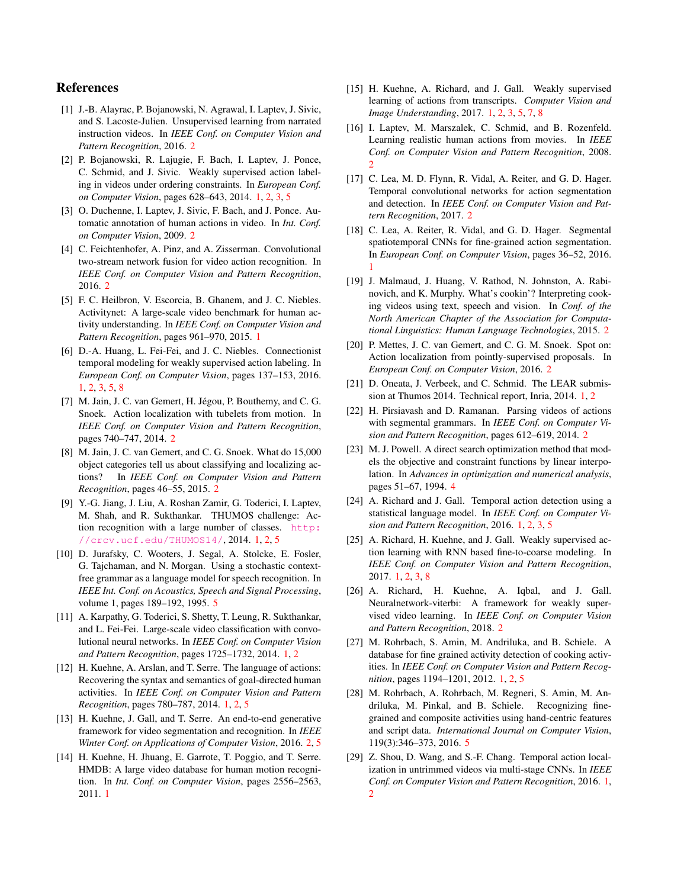## References

[1] J.-B. Alayrac, P. Bojanowski, N. Agrawal, I. Laptev, J. Sivic, and S. Lacoste-Julien. Unsupervised learning from narrated instruction videos. In *IEEE Conf. on Computer Vision and Pattern Recognition*, 2016. 2

[2] P. Bojanowski, R. Lajugie, F. Bach, I. Laptev, J. Ponce, C. Schmid, and J. Sivic. Weakly supervised action labeling in videos under ordering constraints. In *European Conf. on Computer Vision*, pages 628–643, 2014. 1, 2, 3, 5

[3] O. Duchenne, I. Laptev, J. Sivic, F. Bach, and J. Ponce. Automatic annotation of human actions in video. In *Int. Conf. on Computer Vision*, 2009. 2

[4] C. Feichtenhofer, A. Pinz, and A. Zisserman. Convolutional two-stream network fusion for video action recognition. In *IEEE Conf. on Computer Vision and Pattern Recognition*, 2016. 2

[5] F. C. Heilbron, V. Escorcia, B. Ghanem, and J. C. Niebles. Activitynet: A large-scale video benchmark for human activity understanding. In *IEEE Conf. on Computer Vision and Pattern Recognition*, pages 961–970, 2015. 1

[6] D.-A. Huang, L. Fei-Fei, and J. C. Niebles. Connectionist temporal modeling for weakly supervised action labeling. In *European Conf. on Computer Vision*, pages 137–153, 2016. 1, 2, 3, 5, 8

[7] M. Jain, J. C. van Gemert, H. Jégou, P. Bouthemy, and C. G. Snoek. Action localization with tubelets from motion. In *IEEE Conf. on Computer Vision and Pattern Recognition*, pages 740–747, 2014. 2

[8] M. Jain, J. C. van Gemert, and C. G. Snoek. What do 15,000 object categories tell us about classifying and localizing actions? In *IEEE Conf. on Computer Vision and Pattern Recognition*, pages 46–55, 2015. 2

[9] Y.-G. Jiang, J. Liu, A. Roshan Zamir, G. Toderici, I. Laptev, M. Shah, and R. Sukthankar. THUMOS challenge: Action recognition with a large number of classes. http://crcv.ucf.edu/THUMOS14/, 2014. 1, 2, 5

[10] D. Jurafsky, C. Wooters, J. Segal, A. Stolcke, E. Fosler, G. Tajchaman, and N. Morgan. Using a stochastic context-free grammar as a language model for speech recognition. In *IEEE Int. Conf. on Acoustics, Speech and Signal Processing*, volume 1, pages 189–192, 1995. 5

[11] A. Karpathy, G. Toderici, S. Shetty, T. Leung, R. Sukthankar, and L. Fei-Fei. Large-scale video classification with convolutional neural networks. In *IEEE Conf. on Computer Vision and Pattern Recognition*, pages 1725–1732, 2014. 1, 2

[12] H. Kuehne, A. Arslan, and T. Serre. The language of actions: Recovering the syntax and semantics of goal-directed human activities. In *IEEE Conf. on Computer Vision and Pattern Recognition*, pages 780–787, 2014. 1, 2, 5

[13] H. Kuehne, J. Gall, and T. Serre. An end-to-end generative framework for video segmentation and recognition. In *IEEE Winter Conf. on Applications of Computer Vision*, 2016. 2, 5

[14] H. Kuehne, H. Jhuang, E. Garrote, T. Poggio, and T. Serre. HMDB: A large video database for human motion recognition. In *Int. Conf. on Computer Vision*, pages 2556–2563, 2011. 1

[15] H. Kuehne, A. Richard, and J. Gall. Weakly supervised learning of actions from transcripts. *Computer Vision and Image Understanding*, 2017. 1, 2, 3, 5, 7, 8

[16] I. Laptev, M. Marszalek, C. Schmid, and B. Rozenfeld. Learning realistic human actions from movies. In *IEEE Conf. on Computer Vision and Pattern Recognition*, 2008. 2

[17] C. Lea, M. D. Flynn, R. Vidal, A. Reiter, and G. D. Hager. Temporal convolutional networks for action segmentation and detection. In *IEEE Conf. on Computer Vision and Pattern Recognition*, 2017. 2

[18] C. Lea, A. Reiter, R. Vidal, and G. D. Hager. Segmental spatiotemporal CNNs for fine-grained action segmentation. In *European Conf. on Computer Vision*, pages 36–52, 2016. 1

[19] J. Malmaud, J. Huang, V. Rathod, N. Johnston, A. Rabinovich, and K. Murphy. What's cookin'? Interpreting cooking videos using text, speech and vision. In *Conf. of the North American Chapter of the Association for Computational Linguistics: Human Language Technologies*, 2015. 2

[20] P. Mettes, J. C. van Gemert, and C. G. M. Snoek. Spot on: Action localization from pointly-supervised proposals. In *European Conf. on Computer Vision*, 2016. 2

[21] D. Oneata, J. Verbeek, and C. Schmid. The LEAR submission at Thumos 2014. Technical report, Inria, 2014. 1, 2

[22] H. Pirsiavash and D. Ramanan. Parsing videos of actions with segmental grammars. In *IEEE Conf. on Computer Vision and Pattern Recognition*, pages 612–619, 2014. 2

[23] M. J. Powell. A direct search optimization method that models the objective and constraint functions by linear interpolation. In *Advances in optimization and numerical analysis*, pages 51–67, 1994. 4

[24] A. Richard and J. Gall. Temporal action detection using a statistical language model. In *IEEE Conf. on Computer Vision and Pattern Recognition*, 2016. 1, 2, 3, 5

[25] A. Richard, H. Kuehne, and J. Gall. Weakly supervised action learning with RNN based fine-to-coarse modeling. In *IEEE Conf. on Computer Vision and Pattern Recognition*, 2017. 1, 2, 3, 8

[26] A. Richard, H. Kuehne, A. Iqbal, and J. Gall. Neuralnetwork-viterbi: A framework for weakly supervised video learning. In *IEEE Conf. on Computer Vision and Pattern Recognition*, 2018. 2

[27] M. Rohrbach, S. Amin, M. Andriluka, and B. Schiele. A database for fine grained activity detection of cooking activities. In *IEEE Conf. on Computer Vision and Pattern Recognition*, pages 1194–1201, 2012. 1, 2, 5

[28] M. Rohrbach, A. Rohrbach, M. Regneri, S. Amin, M. Andriluka, M. Pinkal, and B. Schiele. Recognizing fine-grained and composite activities using hand-centric features and script data. *International Journal on Computer Vision*, 119(3):346–373, 2016. 5

[29] Z. Shou, D. Wang, and S.-F. Chang. Temporal action localization in untrimmed videos via multi-stage CNNs. In *IEEE Conf. on Computer Vision and Pattern Recognition*, 2016. 1, 2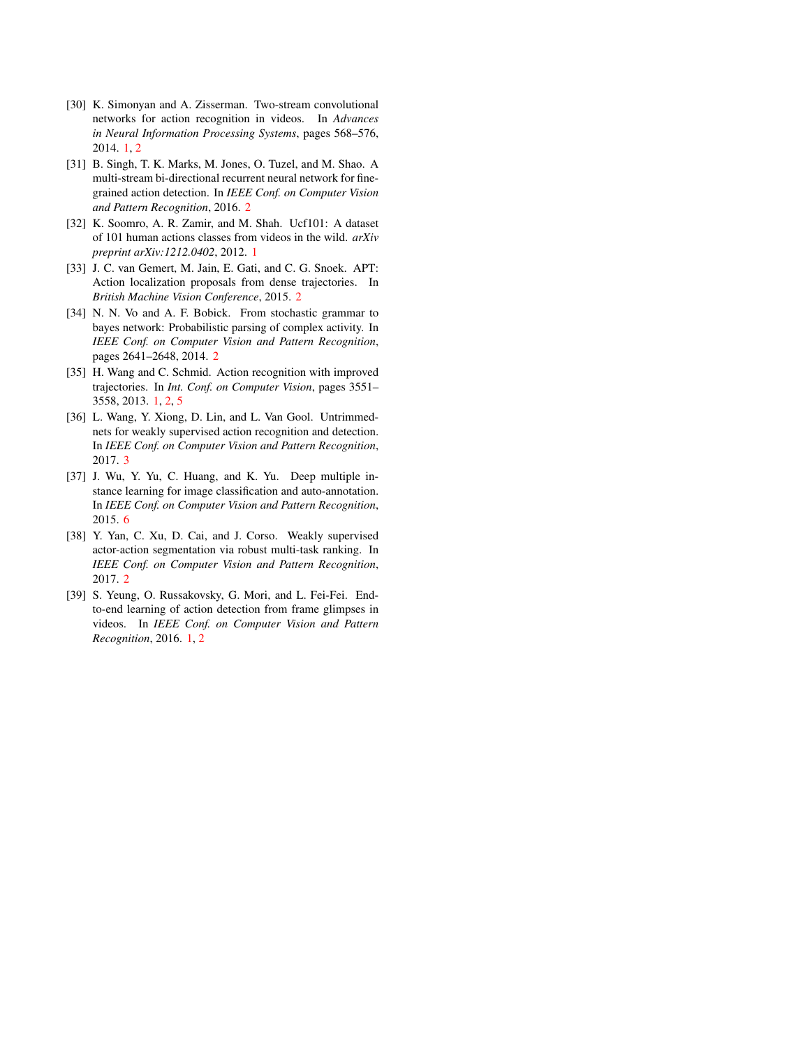[30] K. Simonyan and A. Zisserman. Two-stream convolutional networks for action recognition in videos. In *Advances in Neural Information Processing Systems*, pages 568–576, 2014. 1, 2

[31] B. Singh, T. K. Marks, M. Jones, O. Tuzel, and M. Shao. A multi-stream bi-directional recurrent neural network for fine-grained action detection. In *IEEE Conf. on Computer Vision and Pattern Recognition*, 2016. 2

[32] K. Soomro, A. R. Zamir, and M. Shah. Ucf101: A dataset of 101 human actions classes from videos in the wild. *arXiv preprint arXiv:1212.0402*, 2012. 1

[33] J. C. van Gemert, M. Jain, E. Gati, and C. G. Snoek. APT: Action localization proposals from dense trajectories. In *British Machine Vision Conference*, 2015. 2

[34] N. N. Vo and A. F. Bobick. From stochastic grammar to bayes network: Probabilistic parsing of complex activity. In *IEEE Conf. on Computer Vision and Pattern Recognition*, pages 2641–2648, 2014. 2

[35] H. Wang and C. Schmid. Action recognition with improved trajectories. In *Int. Conf. on Computer Vision*, pages 3551–3558, 2013. 1, 2, 5

[36] L. Wang, Y. Xiong, D. Lin, and L. Van Gool. Untrimmednets for weakly supervised action recognition and detection. In *IEEE Conf. on Computer Vision and Pattern Recognition*, 2017. 3

[37] J. Wu, Y. Yu, C. Huang, and K. Yu. Deep multiple instance learning for image classification and auto-annotation. In *IEEE Conf. on Computer Vision and Pattern Recognition*, 2015. 6

[38] Y. Yan, C. Xu, D. Cai, and J. Corso. Weakly supervised actor-action segmentation via robust multi-task ranking. In *IEEE Conf. on Computer Vision and Pattern Recognition*, 2017. 2

[39] S. Yeung, O. Russakovsky, G. Mori, and L. Fei-Fei. End-to-end learning of action detection from frame glimpses in videos. In *IEEE Conf. on Computer Vision and Pattern Recognition*, 2016. 1, 2